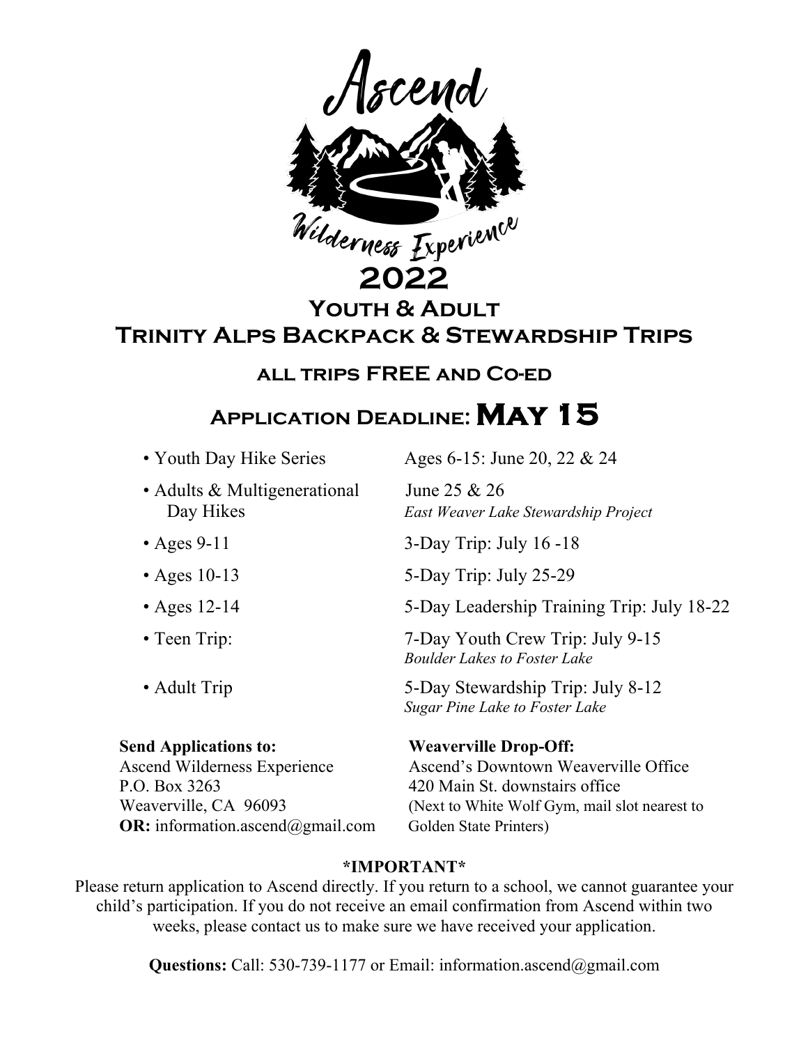# Ascend

## Wilderness Experience

# 2022

## Youth & Adult Trinity Alps Backpack & Stewardship Trips

### all trips FREE and Co-ed

## Application Deadline: May 15

| | |
|---|---|
| • Youth Day Hike Series | Ages 6-15: June 20, 22 & 24 |
| • Adults & Multigenerational Day Hikes | June 25 & 26 *East Weaver Lake Stewardship Project* |
| • Ages 9-11 | 3-Day Trip: July 16 -18 |
| • Ages 10-13 | 5-Day Trip: July 25-29 |
| • Ages 12-14 | 5-Day Leadership Training Trip: July 18-22 |
| • Teen Trip: | 7-Day Youth Crew Trip: July 9-15 *Boulder Lakes to Foster Lake* |
| • Adult Trip | 5-Day Stewardship Trip: July 8-12 *Sugar Pine Lake to Foster Lake* |

**Send Applications to:**
Ascend Wilderness Experience
P.O. Box 3263
Weaverville, CA 96093
**OR:** information.ascend@gmail.com

**Weaverville Drop-Off:**
Ascend's Downtown Weaverville Office
420 Main St. downstairs office
(Next to White Wolf Gym, mail slot nearest to Golden State Printers)

**\*IMPORTANT\***

Please return application to Ascend directly. If you return to a school, we cannot guarantee your child's participation. If you do not receive an email confirmation from Ascend within two weeks, please contact us to make sure we have received your application.

**Questions:** Call: 530-739-1177 or Email: information.ascend@gmail.com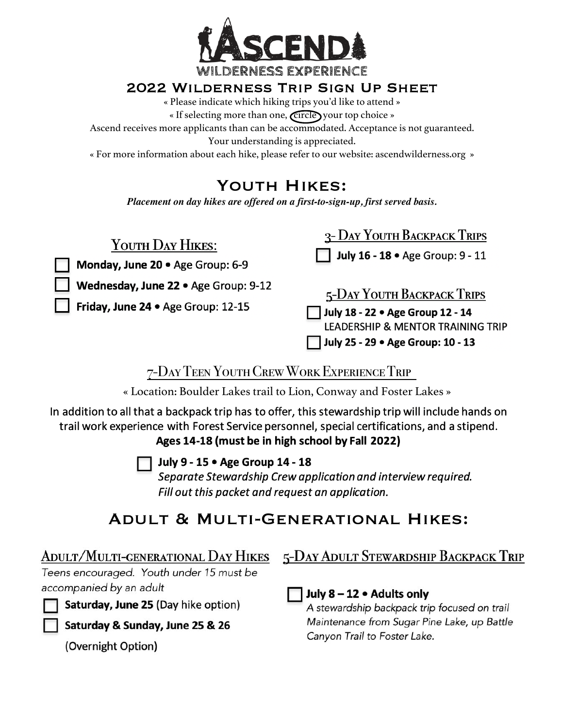# ASCEND WILDERNESS EXPERIENCE

## 2022 Wilderness Trip Sign Up Sheet

« Please indicate which hiking trips you'd like to attend »

« If selecting more than one, circle your top choice »

Ascend receives more applicants than can be accommodated. Acceptance is not guaranteed. Your understanding is appreciated.

« For more information about each hike, please refer to our website: ascendwilderness.org »

## Youth Hikes:

***Placement on day hikes are offered on a first-to-sign-up, first served basis.***

### Youth Day Hikes:

- ☐ **Monday, June 20 •** Age Group: 6-9
- ☐ **Wednesday, June 22 •** Age Group: 9-12
- ☐ **Friday, June 24 •** Age Group: 12-15

### 3- Day Youth Backpack Trips

- ☐ **July 16 - 18 •** Age Group: 9 - 11

### 5-Day Youth Backpack Trips

- ☐ **July 18 - 22 • Age Group 12 - 14**
  LEADERSHIP & MENTOR TRAINING TRIP
- ☐ **July 25 - 29 • Age Group: 10 - 13**

### 7-Day Teen Youth Crew Work Experience Trip

« Location: Boulder Lakes trail to Lion, Conway and Foster Lakes »

In addition to all that a backpack trip has to offer, this stewardship trip will include hands on trail work experience with Forest Service personnel, special certifications, and a stipend.

**Ages 14-18 (must be in high school by Fall 2022)**

- ☐ **July 9 - 15 • Age Group 14 - 18**
  *Separate Stewardship Crew application and interview required. Fill out this packet and request an application.*

## Adult & Multi-Generational Hikes:

### Adult/Multi-generational Day Hikes

*Teens encouraged. Youth under 15 must be accompanied by an adult*

- ☐ **Saturday, June 25** (Day hike option)
- ☐ **Saturday & Sunday, June 25 & 26**
  (Overnight Option)

### 5-Day Adult Stewardship Backpack Trip

- ☐ **July 8 – 12 • Adults only**
  *A stewardship backpack trip focused on trail Maintenance from Sugar Pine Lake, up Battle Canyon Trail to Foster Lake.*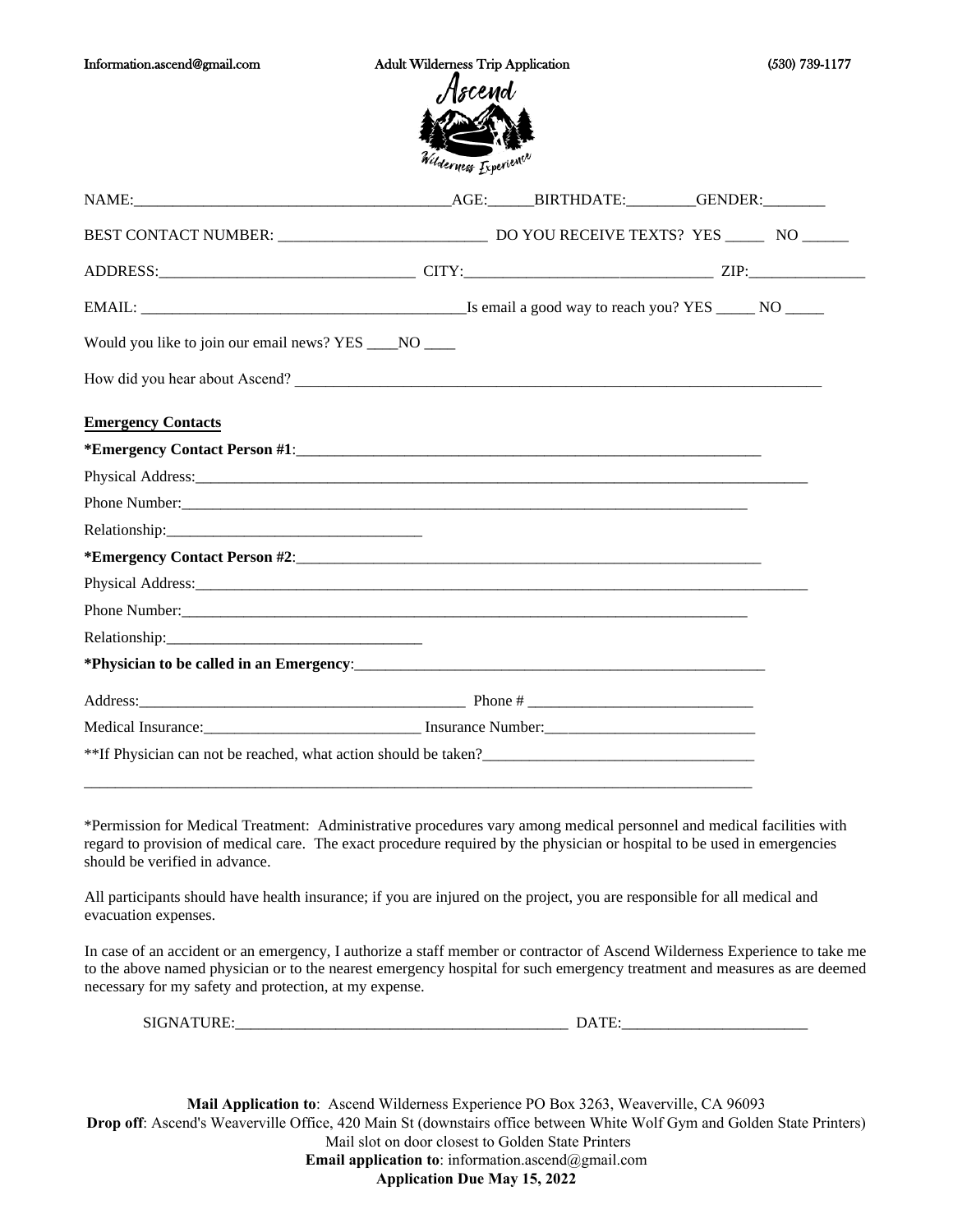Information.ascend@gmail.com Adult Wilderness Trip Application (530) 739-1177

NAME:________________________________________AGE:______BIRTHDATE:_________GENDER:________

BEST CONTACT NUMBER: ___________________________ DO YOU RECEIVE TEXTS? YES _____ NO ______

ADDRESS:_________________________________ CITY:________________________________ ZIP:_______________

EMAIL: __________________________________________Is email a good way to reach you? YES _____ NO _____

Would you like to join our email news? YES ____NO ____

How did you hear about Ascend? ______________________________________________________________________

**Emergency Contacts**

***Emergency Contact Person #1**:_____________________________________________________________

Physical Address:_______________________________________________________________________________

Phone Number:_________________________________________________________________________

Relationship:_________________________________

***Emergency Contact Person #2**:_____________________________________________________________

Physical Address:_______________________________________________________________________________

Phone Number:_________________________________________________________________________

Relationship:_________________________________

***Physician to be called in an Emergency**:________________________________________________________

Address:__________________________________________ Phone # ______________________________

Medical Insurance:____________________________ Insurance Number:___________________________

**If Physician can not be reached, what action should be taken?___________________________________

_____________________________________________________________________________________________

*Permission for Medical Treatment: Administrative procedures vary among medical personnel and medical facilities with regard to provision of medical care. The exact procedure required by the physician or hospital to be used in emergencies should be verified in advance.

All participants should have health insurance; if you are injured on the project, you are responsible for all medical and evacuation expenses.

In case of an accident or an emergency, I authorize a staff member or contractor of Ascend Wilderness Experience to take me to the above named physician or to the nearest emergency hospital for such emergency treatment and measures as are deemed necessary for my safety and protection, at my expense.

SIGNATURE:___________________________________________ DATE:________________________

**Mail Application to**: Ascend Wilderness Experience PO Box 3263, Weaverville, CA 96093
**Drop off**: Ascend's Weaverville Office, 420 Main St (downstairs office between White Wolf Gym and Golden State Printers)
Mail slot on door closest to Golden State Printers
**Email application to**: information.ascend@gmail.com
**Application Due May 15, 2022**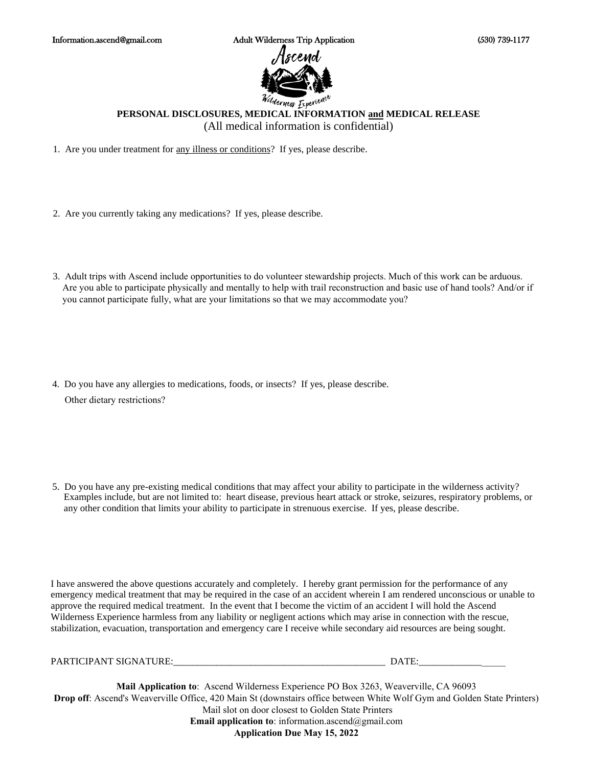**PERSONAL DISCLOSURES, MEDICAL INFORMATION and MEDICAL RELEASE**

(All medical information is confidential)

1. Are you under treatment for any illness or conditions? If yes, please describe.

2. Are you currently taking any medications? If yes, please describe.

3. Adult trips with Ascend include opportunities to do volunteer stewardship projects. Much of this work can be arduous. Are you able to participate physically and mentally to help with trail reconstruction and basic use of hand tools? And/or if you cannot participate fully, what are your limitations so that we may accommodate you?

4. Do you have any allergies to medications, foods, or insects? If yes, please describe.

   Other dietary restrictions?

5. Do you have any pre-existing medical conditions that may affect your ability to participate in the wilderness activity? Examples include, but are not limited to: heart disease, previous heart attack or stroke, seizures, respiratory problems, or any other condition that limits your ability to participate in strenuous exercise. If yes, please describe.

I have answered the above questions accurately and completely. I hereby grant permission for the performance of any emergency medical treatment that may be required in the case of an accident wherein I am rendered unconscious or unable to approve the required medical treatment. In the event that I become the victim of an accident I will hold the Ascend Wilderness Experience harmless from any liability or negligent actions which may arise in connection with the rescue, stabilization, evacuation, transportation and emergency care I receive while secondary aid resources are being sought.

PARTICIPANT SIGNATURE:_____________________________________________ DATE:__________________

**Mail Application to**: Ascend Wilderness Experience PO Box 3263, Weaverville, CA 96093

**Drop off**: Ascend's Weaverville Office, 420 Main St (downstairs office between White Wolf Gym and Golden State Printers) Mail slot on door closest to Golden State Printers

**Email application to**: information.ascend@gmail.com

**Application Due May 15, 2022**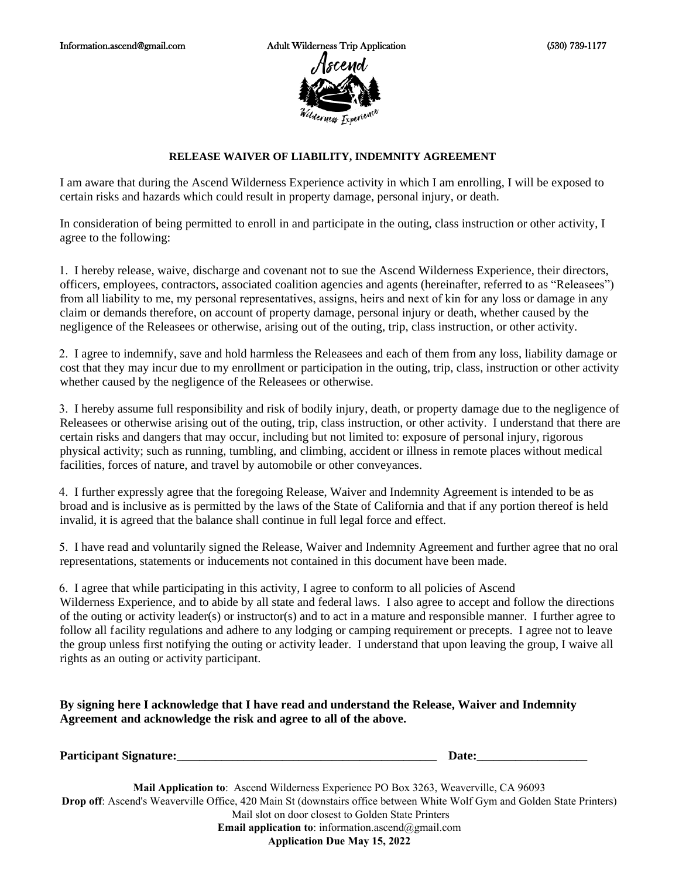## RELEASE WAIVER OF LIABILITY, INDEMNITY AGREEMENT

I am aware that during the Ascend Wilderness Experience activity in which I am enrolling, I will be exposed to certain risks and hazards which could result in property damage, personal injury, or death.

In consideration of being permitted to enroll in and participate in the outing, class instruction or other activity, I agree to the following:

1. I hereby release, waive, discharge and covenant not to sue the Ascend Wilderness Experience, their directors, officers, employees, contractors, associated coalition agencies and agents (hereinafter, referred to as "Releasees") from all liability to me, my personal representatives, assigns, heirs and next of kin for any loss or damage in any claim or demands therefore, on account of property damage, personal injury or death, whether caused by the negligence of the Releasees or otherwise, arising out of the outing, trip, class instruction, or other activity.

2. I agree to indemnify, save and hold harmless the Releasees and each of them from any loss, liability damage or cost that they may incur due to my enrollment or participation in the outing, trip, class, instruction or other activity whether caused by the negligence of the Releasees or otherwise.

3. I hereby assume full responsibility and risk of bodily injury, death, or property damage due to the negligence of Releasees or otherwise arising out of the outing, trip, class instruction, or other activity. I understand that there are certain risks and dangers that may occur, including but not limited to: exposure of personal injury, rigorous physical activity; such as running, tumbling, and climbing, accident or illness in remote places without medical facilities, forces of nature, and travel by automobile or other conveyances.

4. I further expressly agree that the foregoing Release, Waiver and Indemnity Agreement is intended to be as broad and is inclusive as is permitted by the laws of the State of California and that if any portion thereof is held invalid, it is agreed that the balance shall continue in full legal force and effect.

5. I have read and voluntarily signed the Release, Waiver and Indemnity Agreement and further agree that no oral representations, statements or inducements not contained in this document have been made.

6. I agree that while participating in this activity, I agree to conform to all policies of Ascend Wilderness Experience, and to abide by all state and federal laws. I also agree to accept and follow the directions of the outing or activity leader(s) or instructor(s) and to act in a mature and responsible manner. I further agree to follow all facility regulations and adhere to any lodging or camping requirement or precepts. I agree not to leave the group unless first notifying the outing or activity leader. I understand that upon leaving the group, I waive all rights as an outing or activity participant.

**By signing here I acknowledge that I have read and understand the Release, Waiver and Indemnity Agreement and acknowledge the risk and agree to all of the above.**

**Participant Signature:**___________________________________________ **Date:**__________________

**Mail Application to**: Ascend Wilderness Experience PO Box 3263, Weaverville, CA 96093
**Drop off**: Ascend's Weaverville Office, 420 Main St (downstairs office between White Wolf Gym and Golden State Printers)
Mail slot on door closest to Golden State Printers
**Email application to**: information.ascend@gmail.com
**Application Due May 15, 2022**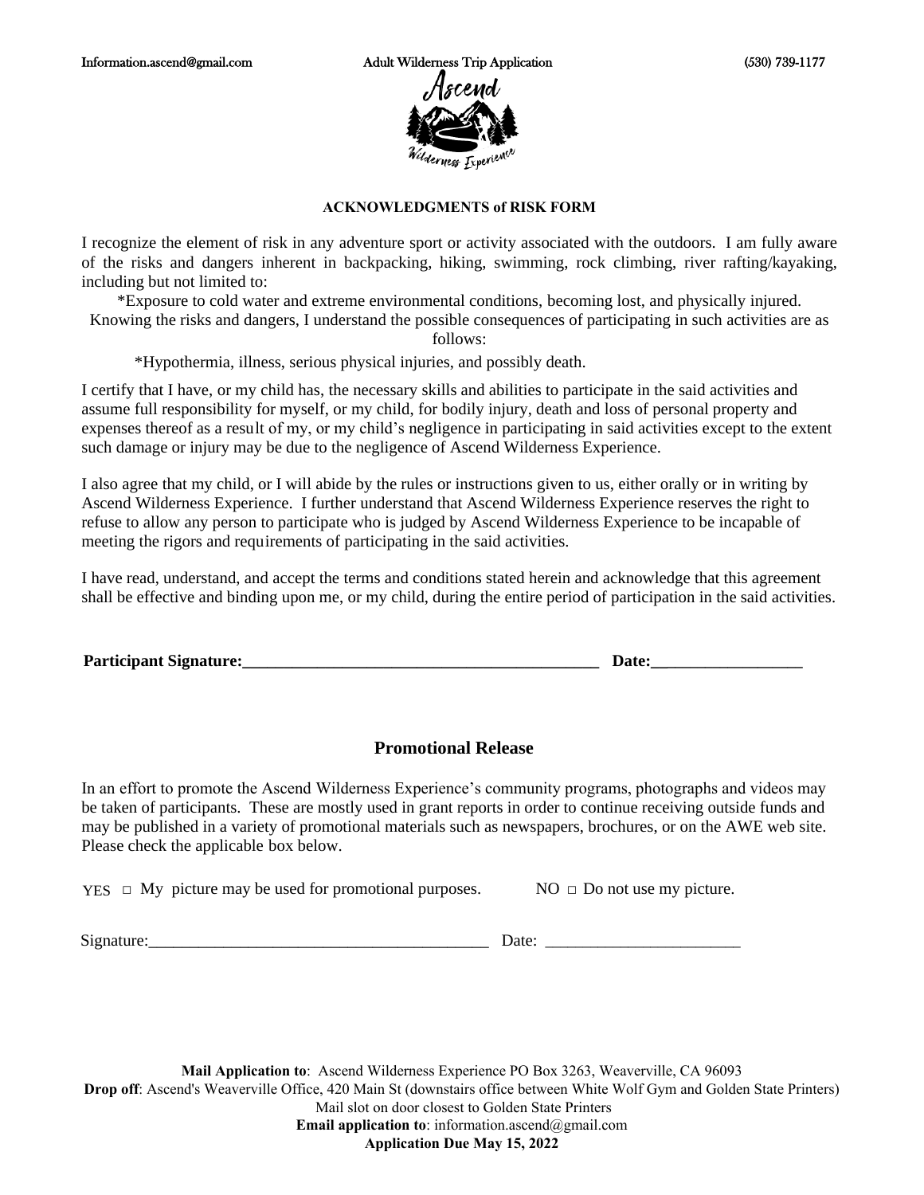## ACKNOWLEDGMENTS of RISK FORM

I recognize the element of risk in any adventure sport or activity associated with the outdoors. I am fully aware of the risks and dangers inherent in backpacking, hiking, swimming, rock climbing, river rafting/kayaking, including but not limited to:

*Exposure to cold water and extreme environmental conditions, becoming lost, and physically injured.

Knowing the risks and dangers, I understand the possible consequences of participating in such activities are as follows:

*Hypothermia, illness, serious physical injuries, and possibly death.

I certify that I have, or my child has, the necessary skills and abilities to participate in the said activities and assume full responsibility for myself, or my child, for bodily injury, death and loss of personal property and expenses thereof as a result of my, or my child's negligence in participating in said activities except to the extent such damage or injury may be due to the negligence of Ascend Wilderness Experience.

I also agree that my child, or I will abide by the rules or instructions given to us, either orally or in writing by Ascend Wilderness Experience. I further understand that Ascend Wilderness Experience reserves the right to refuse to allow any person to participate who is judged by Ascend Wilderness Experience to be incapable of meeting the rigors and requirements of participating in the said activities.

I have read, understand, and accept the terms and conditions stated herein and acknowledge that this agreement shall be effective and binding upon me, or my child, during the entire period of participation in the said activities.

**Participant Signature:_____________________________________________ Date:__________________**

## Promotional Release

In an effort to promote the Ascend Wilderness Experience's community programs, photographs and videos may be taken of participants. These are mostly used in grant reports in order to continue receiving outside funds and may be published in a variety of promotional materials such as newspapers, brochures, or on the AWE web site. Please check the applicable box below.

YES □ My picture may be used for promotional purposes. NO □ Do not use my picture.

Signature:__________________________________________ Date: _______________________

**Mail Application to**: Ascend Wilderness Experience PO Box 3263, Weaverville, CA 96093

**Drop off**: Ascend's Weaverville Office, 420 Main St (downstairs office between White Wolf Gym and Golden State Printers) Mail slot on door closest to Golden State Printers

**Email application to**: information.ascend@gmail.com

**Application Due May 15, 2022**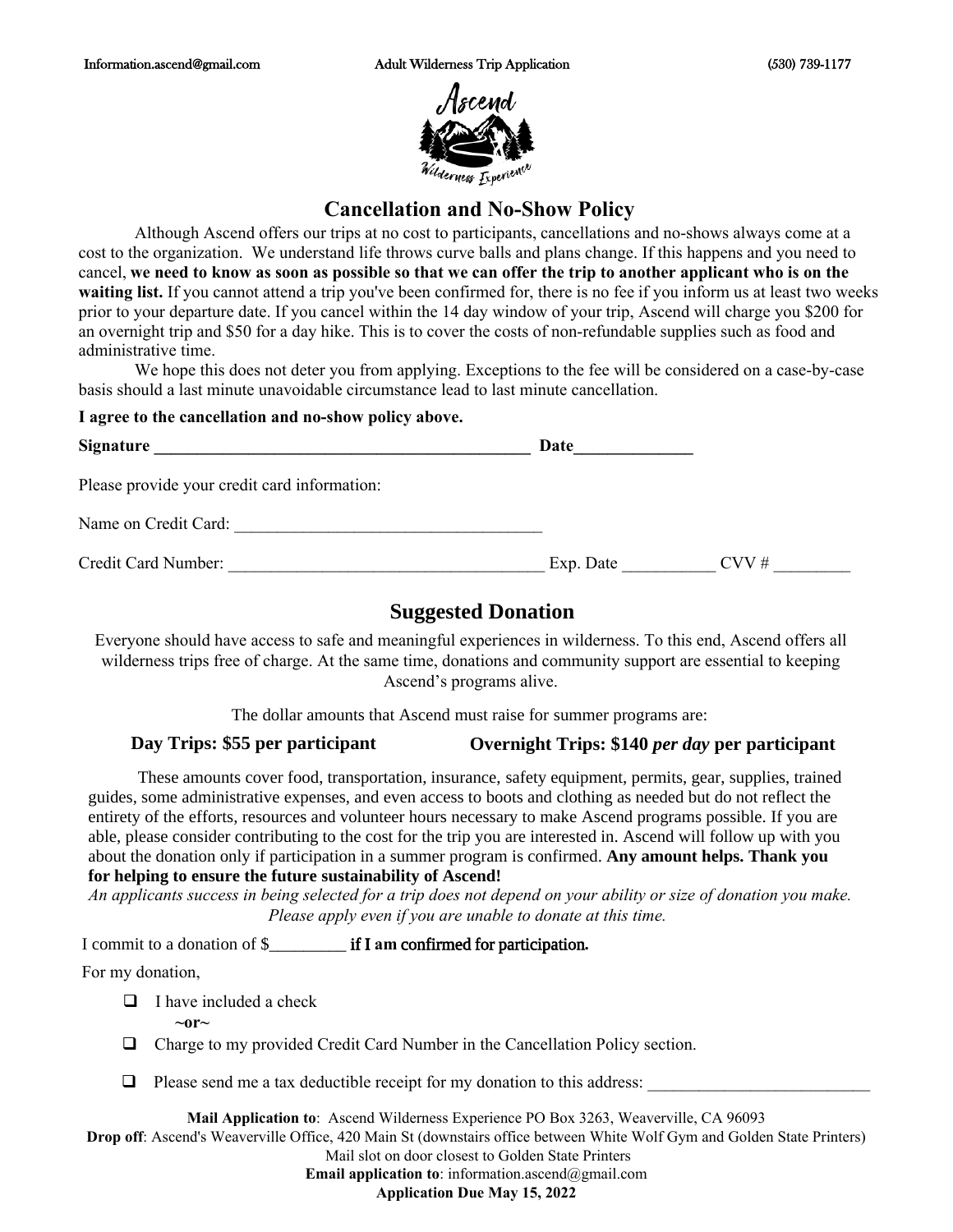## Cancellation and No-Show Policy

Although Ascend offers our trips at no cost to participants, cancellations and no-shows always come at a cost to the organization. We understand life throws curve balls and plans change. If this happens and you need to cancel, **we need to know as soon as possible so that we can offer the trip to another applicant who is on the waiting list.** If you cannot attend a trip you've been confirmed for, there is no fee if you inform us at least two weeks prior to your departure date. If you cancel within the 14 day window of your trip, Ascend will charge you $200 for an overnight trip and $50 for a day hike. This is to cover the costs of non-refundable supplies such as food and administrative time.

We hope this does not deter you from applying. Exceptions to the fee will be considered on a case-by-case basis should a last minute unavoidable circumstance lead to last minute cancellation.

**I agree to the cancellation and no-show policy above.**

**Signature ____________________________________________ Date______________**

Please provide your credit card information:

Name on Credit Card: ____________________________________

Credit Card Number: _____________________________________ Exp. Date ___________ CVV # _________

## Suggested Donation

Everyone should have access to safe and meaningful experiences in wilderness. To this end, Ascend offers all wilderness trips free of charge. At the same time, donations and community support are essential to keeping Ascend's programs alive.

The dollar amounts that Ascend must raise for summer programs are:

**Day Trips: $55 per participant** **Overnight Trips: $140 *per day* per participant**

These amounts cover food, transportation, insurance, safety equipment, permits, gear, supplies, trained guides, some administrative expenses, and even access to boots and clothing as needed but do not reflect the entirety of the efforts, resources and volunteer hours necessary to make Ascend programs possible. If you are able, please consider contributing to the cost for the trip you are interested in. Ascend will follow up with you about the donation only if participation in a summer program is confirmed. **Any amount helps. Thank you for helping to ensure the future sustainability of Ascend!**

*An applicants success in being selected for a trip does not depend on your ability or size of donation you make. Please apply even if you are unable to donate at this time.*

I commit to a donation of $_________ **if I am confirmed for participation.**

For my donation,

- ❑ I have included a check
  **~or~**
- ❑ Charge to my provided Credit Card Number in the Cancellation Policy section.
- ❑ Please send me a tax deductible receipt for my donation to this address: __________________________

**Mail Application to**: Ascend Wilderness Experience PO Box 3263, Weaverville, CA 96093

**Drop off**: Ascend's Weaverville Office, 420 Main St (downstairs office between White Wolf Gym and Golden State Printers) Mail slot on door closest to Golden State Printers

**Email application to**: information.ascend@gmail.com

**Application Due May 15, 2022**